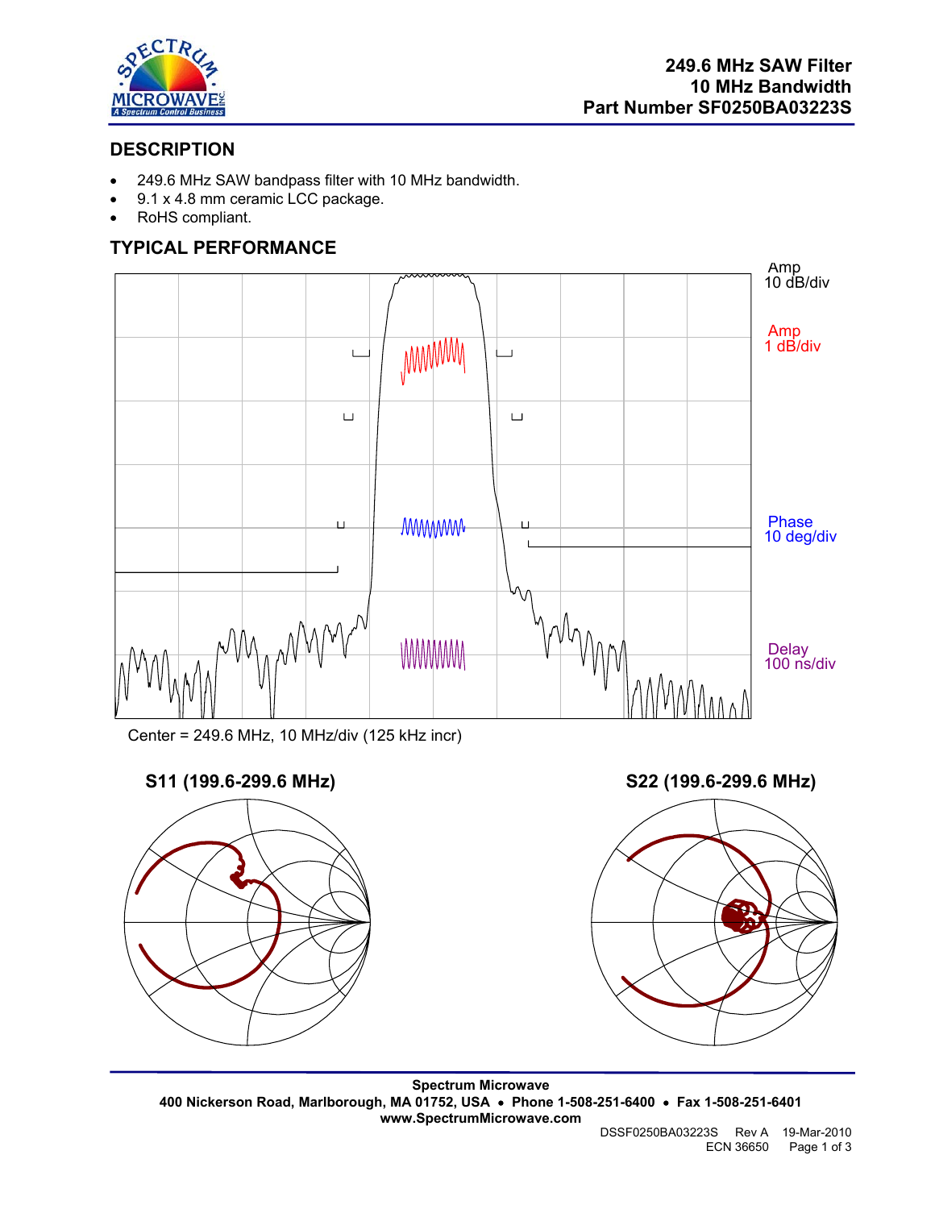# 249.6 MHz SAW Filter
# 10 MHz Bandwidth
# Part Number SF0250BA03223S

## DESCRIPTION

- 249.6 MHz SAW bandpass filter with 10 MHz bandwidth.
- 9.1 x 4.8 mm ceramic LCC package.
- RoHS compliant.

## TYPICAL PERFORMANCE

Amp
10 dB/div

Amp
1 dB/div

Phase
10 deg/div

Delay
100 ns/div

Center = 249.6 MHz, 10 MHz/div (125 kHz incr)

**S11 (199.6-299.6 MHz)**

**S22 (199.6-299.6 MHz)**

**Spectrum Microwave**
**400 Nickerson Road, Marlborough, MA 01752, USA • Phone 1-508-251-6400 • Fax 1-508-251-6401**
**www.SpectrumMicrowave.com**

DSSF0250BA03223S Rev A 19-Mar-2010
ECN 36650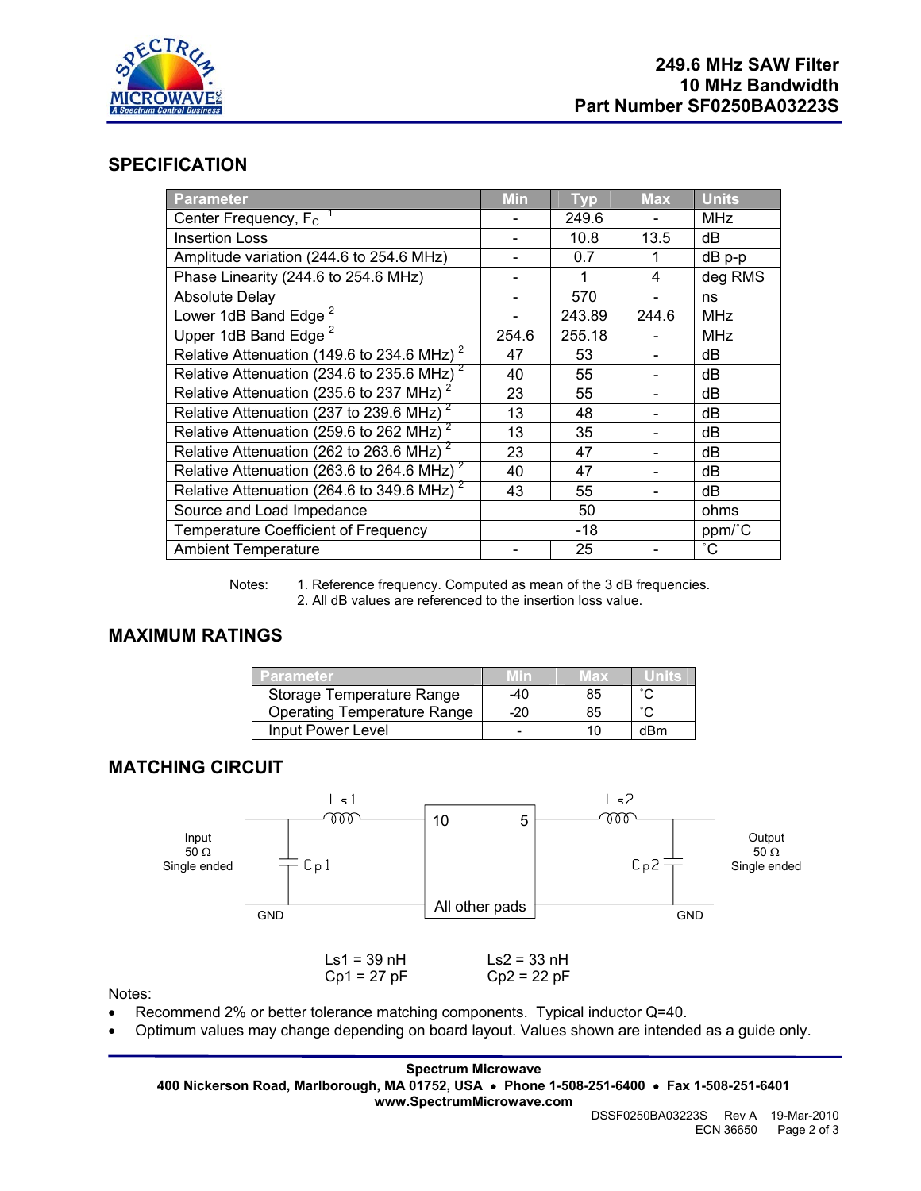# 249.6 MHz SAW Filter
# 10 MHz Bandwidth
# Part Number SF0250BA03223S

## SPECIFICATION

| Parameter | Min | Typ | Max | Units |
|---|---|---|---|---|
| Center Frequency, $F_C$ [1] | - | 249.6 | - | MHz |
| Insertion Loss | - | 10.8 | 13.5 | dB |
| Amplitude variation (244.6 to 254.6 MHz) | - | 0.7 | 1 | dB p-p |
| Phase Linearity (244.6 to 254.6 MHz) | - | 1 | 4 | deg RMS |
| Absolute Delay | - | 570 | - | ns |
| Lower 1dB Band Edge [2] | - | 243.89 | 244.6 | MHz |
| Upper 1dB Band Edge [2] | 254.6 | 255.18 | - | MHz |
| Relative Attenuation (149.6 to 234.6 MHz) [2] | 47 | 53 | - | dB |
| Relative Attenuation (234.6 to 235.6 MHz) [2] | 40 | 55 | - | dB |
| Relative Attenuation (235.6 to 237 MHz) [2] | 23 | 55 | - | dB |
| Relative Attenuation (237 to 239.6 MHz) [2] | 13 | 48 | - | dB |
| Relative Attenuation (259.6 to 262 MHz) [2] | 13 | 35 | - | dB |
| Relative Attenuation (262 to 263.6 MHz) [2] | 23 | 47 | - | dB |
| Relative Attenuation (263.6 to 264.6 MHz) [2] | 40 | 47 | - | dB |
| Relative Attenuation (264.6 to 349.6 MHz) [2] | 43 | 55 | - | dB |
| Source and Load Impedance | | 50 | | ohms |
| Temperature Coefficient of Frequency | | -18 | | ppm/˚C |
| Ambient Temperature | - | 25 | - | ˚C |

Notes: 1. Reference frequency. Computed as mean of the 3 dB frequencies.
2. All dB values are referenced to the insertion loss value.

## MAXIMUM RATINGS

| Parameter | Min | Max | Units |
|---|---|---|---|
| Storage Temperature Range | -40 | 85 | ˚C |
| Operating Temperature Range | -20 | 85 | ˚C |
| Input Power Level | - | 10 | dBm |

## MATCHING CIRCUIT

Input 50 Ω Single ended — Ls1 — Cp1 — GND — 10 — 5 — All other pads — Ls2 — Cp2 — GND — Output 50 Ω Single ended

Ls1 = 39 nH
Cp1 = 27 pF

Ls2 = 33 nH
Cp2 = 22 pF

Notes:

- Recommend 2% or better tolerance matching components. Typical inductor Q=40.
- Optimum values may change depending on board layout. Values shown are intended as a guide only.

**Spectrum Microwave**
**400 Nickerson Road, Marlborough, MA 01752, USA • Phone 1-508-251-6400 • Fax 1-508-251-6401**
**www.SpectrumMicrowave.com**

DSSF0250BA03223S Rev A 19-Mar-2010
ECN 36650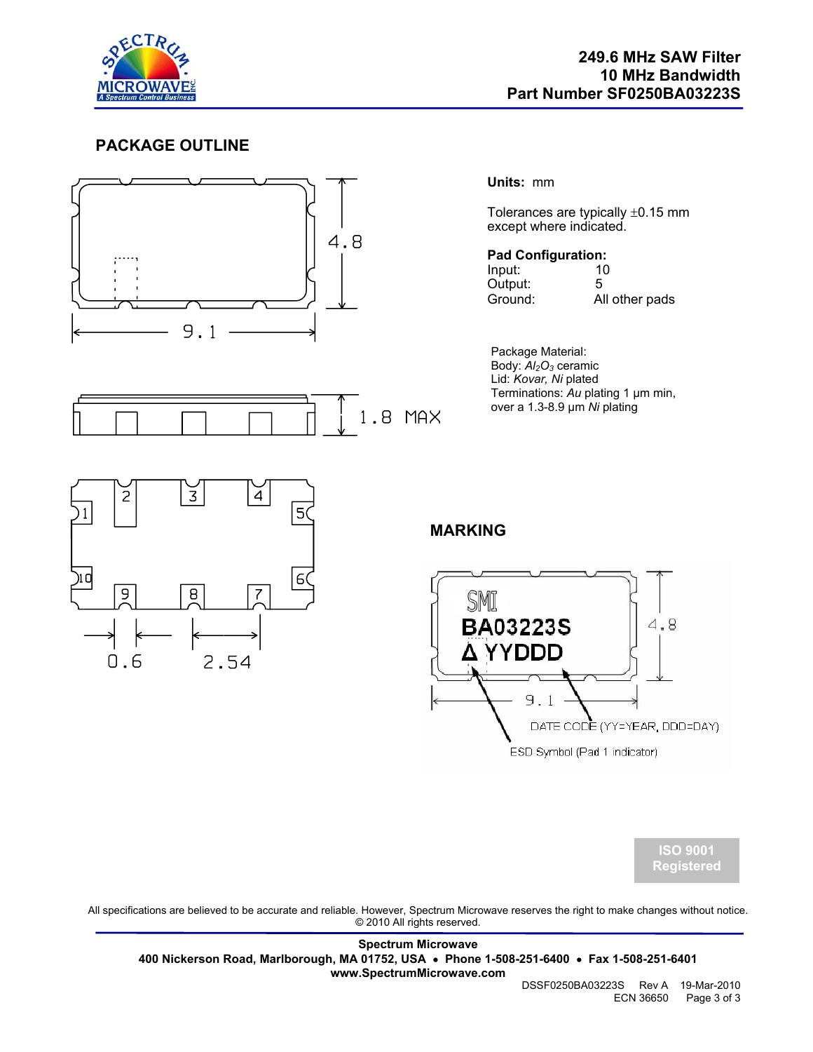## PACKAGE OUTLINE

4.8

9.1

1.8 MAX

2 3 4

1 5

10 6

9 8 7

0.6 2.54

**Units:** mm

Tolerances are typically ±0.15 mm except where indicated.

**Pad Configuration:**

| | |
|---|---|
| Input: | 10 |
| Output: | 5 |
| Ground: | All other pads |

Package Material:
Body: $Al_2O_3$ ceramic
Lid: *Kovar, Ni* plated
Terminations: *Au* plating 1 µm min, over a 1.3-8.9 µm *Ni* plating

## MARKING

SMI
BA03223S
Δ YYDDD

4.8

9.1

DATE CODE (YY=YEAR, DDD=DAY)

ESD Symbol (Pad 1 indicator)

ISO 9001 Registered

All specifications are believed to be accurate and reliable. However, Spectrum Microwave reserves the right to make changes without notice. © 2010 All rights reserved.

**Spectrum Microwave**
**400 Nickerson Road, Marlborough, MA 01752, USA • Phone 1-508-251-6400 • Fax 1-508-251-6401**
**www.SpectrumMicrowave.com**

DSSF0250BA03223S Rev A 19-Mar-2010
ECN 36650